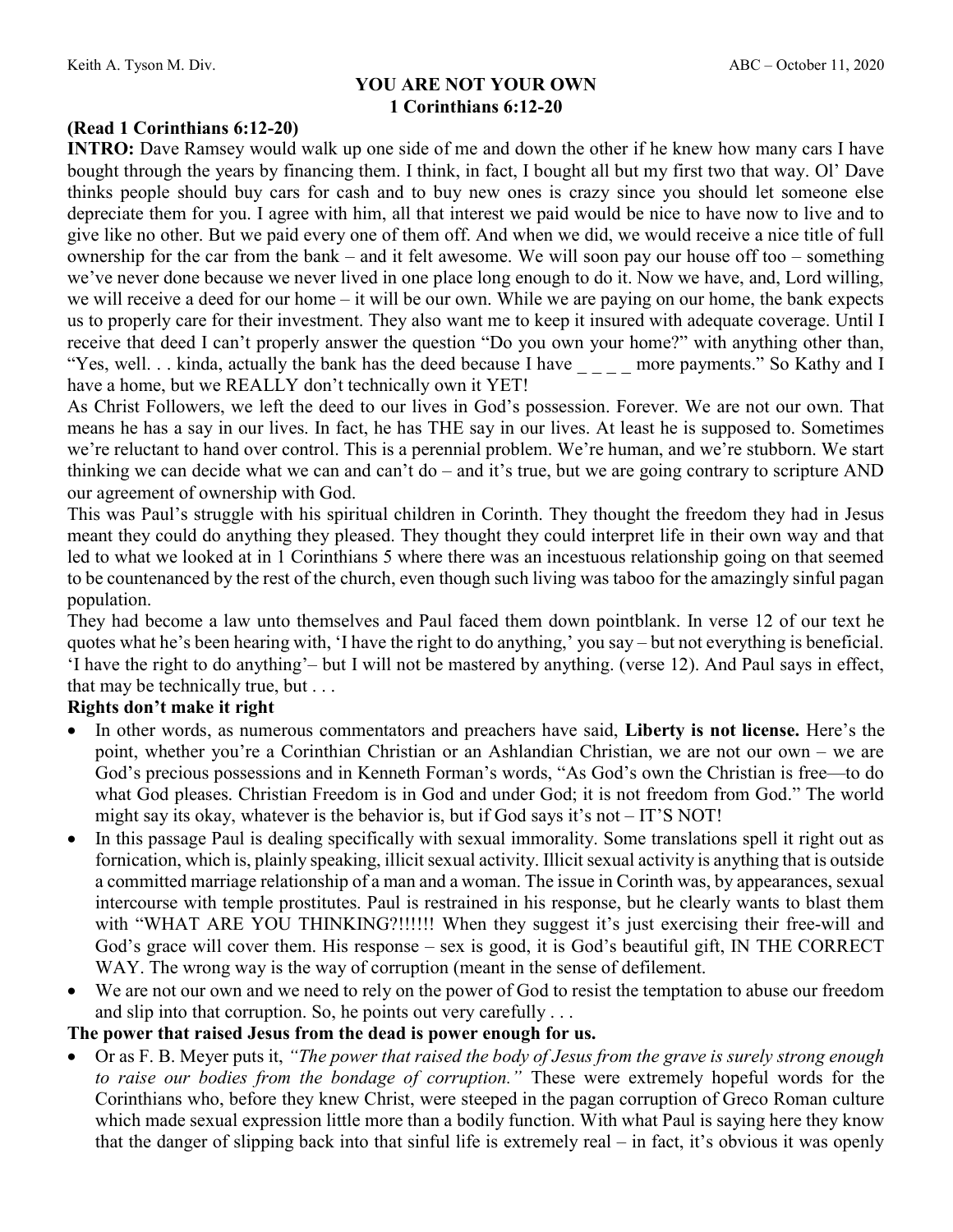Keith A. Tyson M. Div. ABC – October 11, 2020

# YOU ARE NOT YOUR OWN
## 1 Corinthians 6:12-20

**(Read 1 Corinthians 6:12-20)**

**INTRO:** Dave Ramsey would walk up one side of me and down the other if he knew how many cars I have bought through the years by financing them. I think, in fact, I bought all but my first two that way. Ol' Dave thinks people should buy cars for cash and to buy new ones is crazy since you should let someone else depreciate them for you. I agree with him, all that interest we paid would be nice to have now to live and to give like no other. But we paid every one of them off. And when we did, we would receive a nice title of full ownership for the car from the bank – and it felt awesome. We will soon pay our house off too – something we've never done because we never lived in one place long enough to do it. Now we have, and, Lord willing, we will receive a deed for our home – it will be our own. While we are paying on our home, the bank expects us to properly care for their investment. They also want me to keep it insured with adequate coverage. Until I receive that deed I can't properly answer the question "Do you own your home?" with anything other than, "Yes, well. . . kinda, actually the bank has the deed because I have _ _ _ _ more payments." So Kathy and I have a home, but we REALLY don't technically own it YET!

As Christ Followers, we left the deed to our lives in God's possession. Forever. We are not our own. That means he has a say in our lives. In fact, he has THE say in our lives. At least he is supposed to. Sometimes we're reluctant to hand over control. This is a perennial problem. We're human, and we're stubborn. We start thinking we can decide what we can and can't do – and it's true, but we are going contrary to scripture AND our agreement of ownership with God.

This was Paul's struggle with his spiritual children in Corinth. They thought the freedom they had in Jesus meant they could do anything they pleased. They thought they could interpret life in their own way and that led to what we looked at in 1 Corinthians 5 where there was an incestuous relationship going on that seemed to be countenanced by the rest of the church, even though such living was taboo for the amazingly sinful pagan population.

They had become a law unto themselves and Paul faced them down pointblank. In verse 12 of our text he quotes what he's been hearing with, 'I have the right to do anything,' you say – but not everything is beneficial. 'I have the right to do anything'– but I will not be mastered by anything. (verse 12). And Paul says in effect, that may be technically true, but . . .

**Rights don't make it right**

- In other words, as numerous commentators and preachers have said, **Liberty is not license.** Here's the point, whether you're a Corinthian Christian or an Ashlandian Christian, we are not our own – we are God's precious possessions and in Kenneth Forman's words, "As God's own the Christian is free—to do what God pleases. Christian Freedom is in God and under God; it is not freedom from God." The world might say its okay, whatever is the behavior is, but if God says it's not – IT'S NOT!
- In this passage Paul is dealing specifically with sexual immorality. Some translations spell it right out as fornication, which is, plainly speaking, illicit sexual activity. Illicit sexual activity is anything that is outside a committed marriage relationship of a man and a woman. The issue in Corinth was, by appearances, sexual intercourse with temple prostitutes. Paul is restrained in his response, but he clearly wants to blast them with "WHAT ARE YOU THINKING?!!!!!! When they suggest it's just exercising their free-will and God's grace will cover them. His response – sex is good, it is God's beautiful gift, IN THE CORRECT WAY. The wrong way is the way of corruption (meant in the sense of defilement.
- We are not our own and we need to rely on the power of God to resist the temptation to abuse our freedom and slip into that corruption. So, he points out very carefully . . .

**The power that raised Jesus from the dead is power enough for us.**

- Or as F. B. Meyer puts it, *"The power that raised the body of Jesus from the grave is surely strong enough to raise our bodies from the bondage of corruption."* These were extremely hopeful words for the Corinthians who, before they knew Christ, were steeped in the pagan corruption of Greco Roman culture which made sexual expression little more than a bodily function. With what Paul is saying here they know that the danger of slipping back into that sinful life is extremely real – in fact, it's obvious it was openly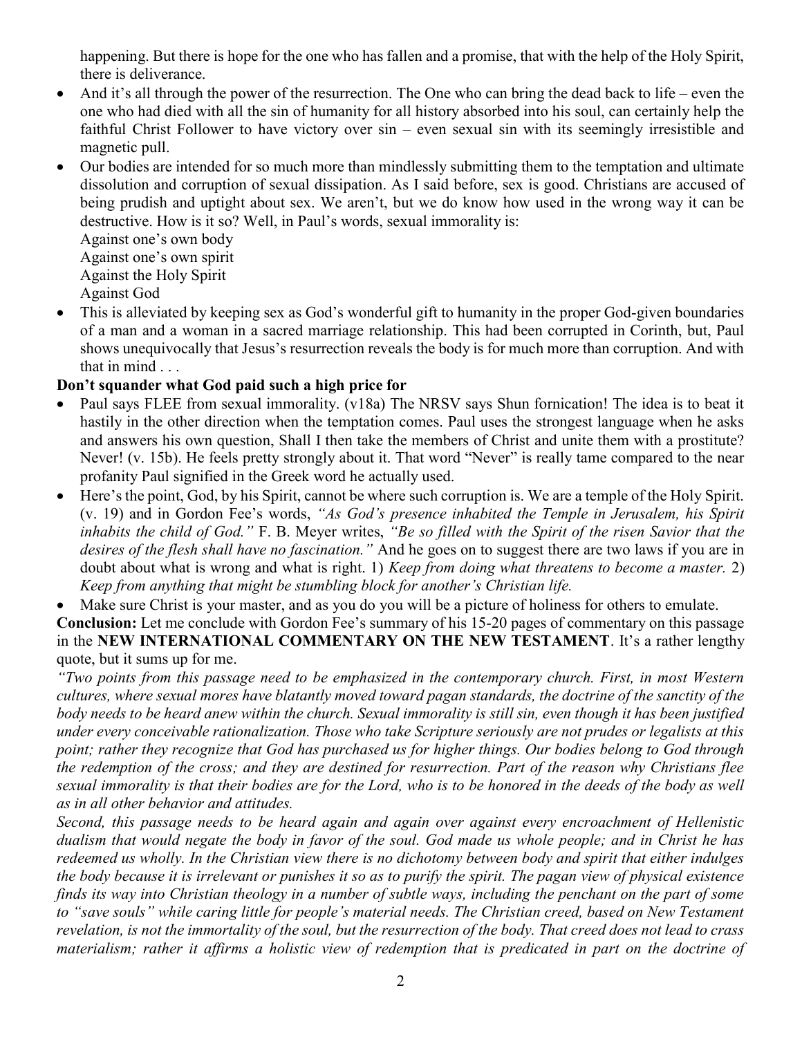happening. But there is hope for the one who has fallen and a promise, that with the help of the Holy Spirit, there is deliverance.

- And it's all through the power of the resurrection. The One who can bring the dead back to life – even the one who had died with all the sin of humanity for all history absorbed into his soul, can certainly help the faithful Christ Follower to have victory over sin – even sexual sin with its seemingly irresistible and magnetic pull.
- Our bodies are intended for so much more than mindlessly submitting them to the temptation and ultimate dissolution and corruption of sexual dissipation. As I said before, sex is good. Christians are accused of being prudish and uptight about sex. We aren't, but we do know how used in the wrong way it can be destructive. How is it so? Well, in Paul's words, sexual immorality is:
  Against one's own body
  Against one's own spirit
  Against the Holy Spirit
  Against God
- This is alleviated by keeping sex as God's wonderful gift to humanity in the proper God-given boundaries of a man and a woman in a sacred marriage relationship. This had been corrupted in Corinth, but, Paul shows unequivocally that Jesus's resurrection reveals the body is for much more than corruption. And with that in mind . . .

**Don't squander what God paid such a high price for**

- Paul says FLEE from sexual immorality. (v18a) The NRSV says Shun fornication! The idea is to beat it hastily in the other direction when the temptation comes. Paul uses the strongest language when he asks and answers his own question, Shall I then take the members of Christ and unite them with a prostitute? Never! (v. 15b). He feels pretty strongly about it. That word "Never" is really tame compared to the near profanity Paul signified in the Greek word he actually used.
- Here's the point, God, by his Spirit, cannot be where such corruption is. We are a temple of the Holy Spirit. (v. 19) and in Gordon Fee's words, *"As God's presence inhabited the Temple in Jerusalem, his Spirit inhabits the child of God."* F. B. Meyer writes, *"Be so filled with the Spirit of the risen Savior that the desires of the flesh shall have no fascination."* And he goes on to suggest there are two laws if you are in doubt about what is wrong and what is right. 1) *Keep from doing what threatens to become a master.* 2) *Keep from anything that might be stumbling block for another's Christian life.*
- Make sure Christ is your master, and as you do you will be a picture of holiness for others to emulate.

**Conclusion:** Let me conclude with Gordon Fee's summary of his 15-20 pages of commentary on this passage in the **NEW INTERNATIONAL COMMENTARY ON THE NEW TESTAMENT**. It's a rather lengthy quote, but it sums up for me.

*"Two points from this passage need to be emphasized in the contemporary church. First, in most Western cultures, where sexual mores have blatantly moved toward pagan standards, the doctrine of the sanctity of the body needs to be heard anew within the church. Sexual immorality is still sin, even though it has been justified under every conceivable rationalization. Those who take Scripture seriously are not prudes or legalists at this point; rather they recognize that God has purchased us for higher things. Our bodies belong to God through the redemption of the cross; and they are destined for resurrection. Part of the reason why Christians flee sexual immorality is that their bodies are for the Lord, who is to be honored in the deeds of the body as well as in all other behavior and attitudes.*

*Second, this passage needs to be heard again and again over against every encroachment of Hellenistic dualism that would negate the body in favor of the soul. God made us whole people; and in Christ he has redeemed us wholly. In the Christian view there is no dichotomy between body and spirit that either indulges the body because it is irrelevant or punishes it so as to purify the spirit. The pagan view of physical existence finds its way into Christian theology in a number of subtle ways, including the penchant on the part of some to "save souls" while caring little for people's material needs. The Christian creed, based on New Testament revelation, is not the immortality of the soul, but the resurrection of the body. That creed does not lead to crass materialism; rather it affirms a holistic view of redemption that is predicated in part on the doctrine of*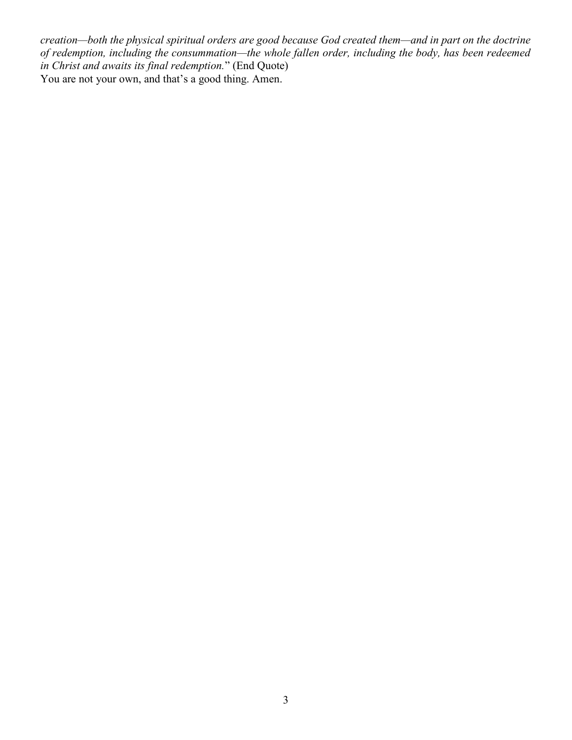*creation—both the physical spiritual orders are good because God created them—and in part on the doctrine of redemption, including the consummation—the whole fallen order, including the body, has been redeemed in Christ and awaits its final redemption.*" (End Quote)

You are not your own, and that's a good thing. Amen.